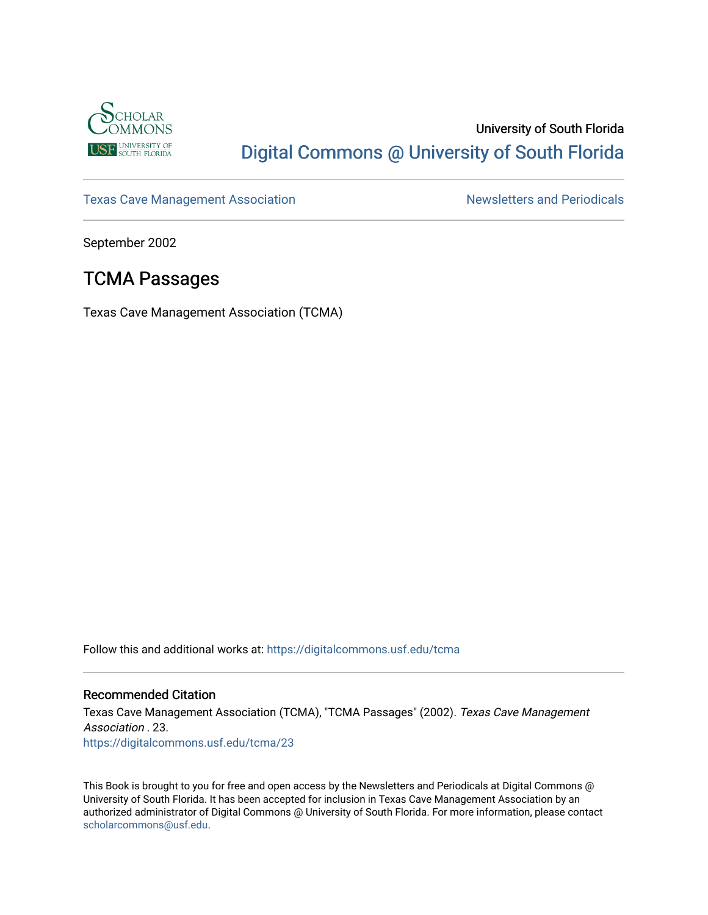University of South Florida

Digital Commons @ University of South Florida

Texas Cave Management Association | Newsletters and Periodicals

September 2002

# TCMA Passages

Texas Cave Management Association (TCMA)

Follow this and additional works at: https://digitalcommons.usf.edu/tcma

### Recommended Citation

Texas Cave Management Association (TCMA), "TCMA Passages" (2002). *Texas Cave Management Association* . 23.
https://digitalcommons.usf.edu/tcma/23

This Book is brought to you for free and open access by the Newsletters and Periodicals at Digital Commons @ University of South Florida. It has been accepted for inclusion in Texas Cave Management Association by an authorized administrator of Digital Commons @ University of South Florida. For more information, please contact scholarcommons@usf.edu.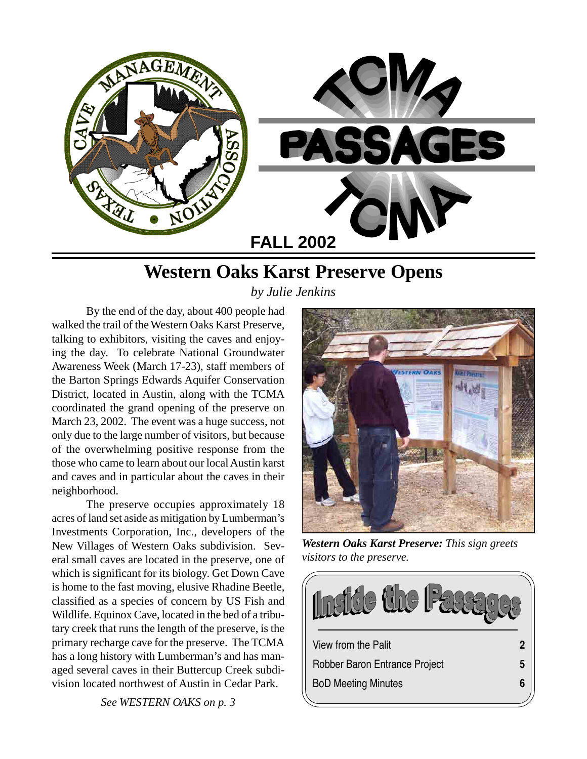# TCMA PASSAGES

**FALL 2002**

## Western Oaks Karst Preserve Opens

*by Julie Jenkins*

By the end of the day, about 400 people had walked the trail of the Western Oaks Karst Preserve, talking to exhibitors, visiting the caves and enjoying the day. To celebrate National Groundwater Awareness Week (March 17-23), staff members of the Barton Springs Edwards Aquifer Conservation District, located in Austin, along with the TCMA coordinated the grand opening of the preserve on March 23, 2002. The event was a huge success, not only due to the large number of visitors, but because of the overwhelming positive response from the those who came to learn about our local Austin karst and caves and in particular about the caves in their neighborhood.

The preserve occupies approximately 18 acres of land set aside as mitigation by Lumberman's Investments Corporation, Inc., developers of the New Villages of Western Oaks subdivision. Several small caves are located in the preserve, one of which is significant for its biology. Get Down Cave is home to the fast moving, elusive Rhadine Beetle, classified as a species of concern by US Fish and Wildlife. Equinox Cave, located in the bed of a tributary creek that runs the length of the preserve, is the primary recharge cave for the preserve. The TCMA has a long history with Lumberman's and has managed several caves in their Buttercup Creek subdivision located northwest of Austin in Cedar Park.

*See WESTERN OAKS on p. 3*

***Western Oaks Karst Preserve:*** *This sign greets visitors to the preserve.*

### Inside the Passages

| | |
|---|---|
| View from the Palit | 2 |
| Robber Baron Entrance Project | 5 |
| BoD Meeting Minutes | 6 |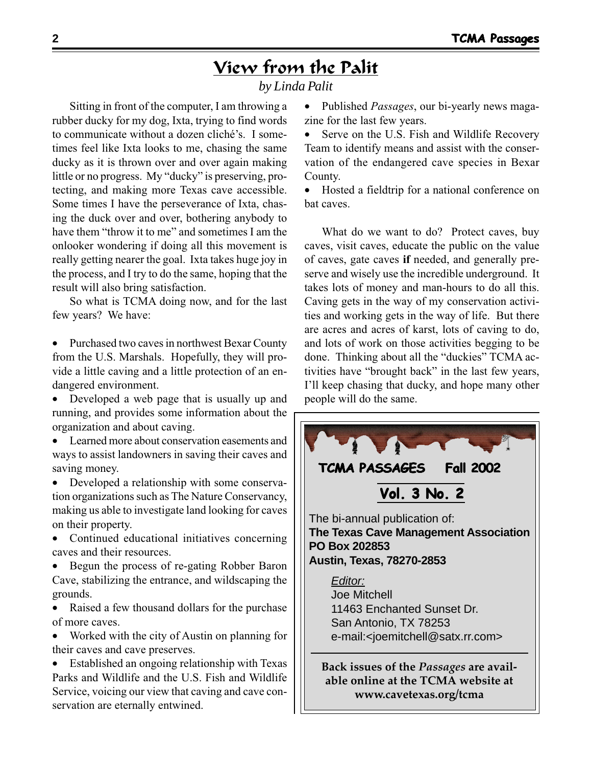# View from the Palit

*by Linda Palit*

Sitting in front of the computer, I am throwing a rubber ducky for my dog, Ixta, trying to find words to communicate without a dozen cliché's. I sometimes feel like Ixta looks to me, chasing the same ducky as it is thrown over and over again making little or no progress. My "ducky" is preserving, protecting, and making more Texas cave accessible. Some times I have the perseverance of Ixta, chasing the duck over and over, bothering anybody to have them "throw it to me" and sometimes I am the onlooker wondering if doing all this movement is really getting nearer the goal. Ixta takes huge joy in the process, and I try to do the same, hoping that the result will also bring satisfaction.

So what is TCMA doing now, and for the last few years? We have:

- Purchased two caves in northwest Bexar County from the U.S. Marshals. Hopefully, they will provide a little caving and a little protection of an endangered environment.
- Developed a web page that is usually up and running, and provides some information about the organization and about caving.
- Learned more about conservation easements and ways to assist landowners in saving their caves and saving money.
- Developed a relationship with some conservation organizations such as The Nature Conservancy, making us able to investigate land looking for caves on their property.
- Continued educational initiatives concerning caves and their resources.
- Begun the process of re-gating Robber Baron Cave, stabilizing the entrance, and wildscaping the grounds.
- Raised a few thousand dollars for the purchase of more caves.
- Worked with the city of Austin on planning for their caves and cave preserves.
- Established an ongoing relationship with Texas Parks and Wildlife and the U.S. Fish and Wildlife Service, voicing our view that caving and cave conservation are eternally entwined.
- Published *Passages*, our bi-yearly news magazine for the last few years.
- Serve on the U.S. Fish and Wildlife Recovery Team to identify means and assist with the conservation of the endangered cave species in Bexar County.
- Hosted a fieldtrip for a national conference on bat caves.

What do we want to do? Protect caves, buy caves, visit caves, educate the public on the value of caves, gate caves **if** needed, and generally preserve and wisely use the incredible underground. It takes lots of money and man-hours to do all this. Caving gets in the way of my conservation activities and working gets in the way of life. But there are acres and acres of karst, lots of caving to do, and lots of work on those activities begging to be done. Thinking about all the "duckies" TCMA activities have "brought back" in the last few years, I'll keep chasing that ducky, and hope many other people will do the same.

---

**TCMA PASSAGES Fall 2002**

**Vol. 3 No. 2**

The bi-annual publication of:
**The Texas Cave Management Association**
**PO Box 202853**
**Austin, Texas, 78270-2853**

*Editor:*
Joe Mitchell
11463 Enchanted Sunset Dr.
San Antonio, TX 78253
e-mail:<joemitchell@satx.rr.com>

**Back issues of the *Passages* are available online at the TCMA website at www.cavetexas.org/tcma**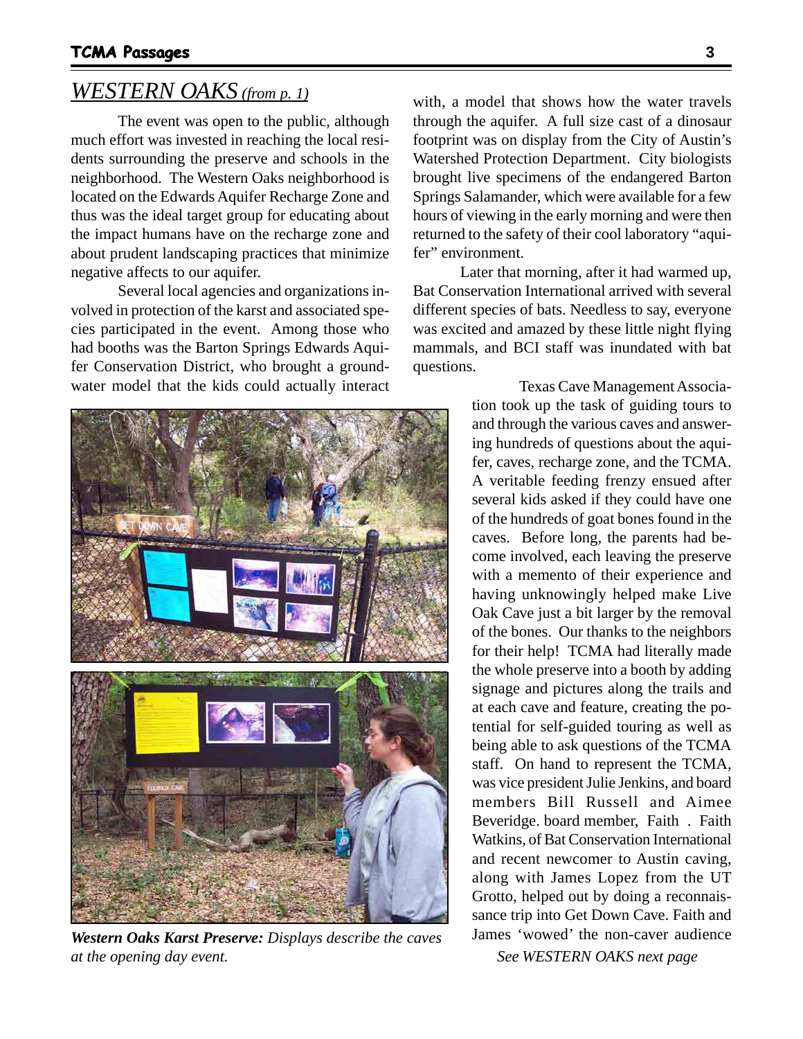## *WESTERN OAKS (from p. 1)*

The event was open to the public, although much effort was invested in reaching the local residents surrounding the preserve and schools in the neighborhood. The Western Oaks neighborhood is located on the Edwards Aquifer Recharge Zone and thus was the ideal target group for educating about the impact humans have on the recharge zone and about prudent landscaping practices that minimize negative affects to our aquifer.

Several local agencies and organizations involved in protection of the karst and associated species participated in the event. Among those who had booths was the Barton Springs Edwards Aquifer Conservation District, who brought a groundwater model that the kids could actually interact with, a model that shows how the water travels through the aquifer. A full size cast of a dinosaur footprint was on display from the City of Austin's Watershed Protection Department. City biologists brought live specimens of the endangered Barton Springs Salamander, which were available for a few hours of viewing in the early morning and were then returned to the safety of their cool laboratory "aquifer" environment.

Later that morning, after it had warmed up, Bat Conservation International arrived with several different species of bats. Needless to say, everyone was excited and amazed by these little night flying mammals, and BCI staff was inundated with bat questions.

Texas Cave Management Association took up the task of guiding tours to and through the various caves and answering hundreds of questions about the aquifer, caves, recharge zone, and the TCMA. A veritable feeding frenzy ensued after several kids asked if they could have one of the hundreds of goat bones found in the caves. Before long, the parents had become involved, each leaving the preserve with a memento of their experience and having unknowingly helped make Live Oak Cave just a bit larger by the removal of the bones. Our thanks to the neighbors for their help! TCMA had literally made the whole preserve into a booth by adding signage and pictures along the trails and at each cave and feature, creating the potential for self-guided touring as well as being able to ask questions of the TCMA staff. On hand to represent the TCMA, was vice president Julie Jenkins, and board members Bill Russell and Aimee Beveridge. board member, Faith . Faith Watkins, of Bat Conservation International and recent newcomer to Austin caving, along with James Lopez from the UT Grotto, helped out by doing a reconnaissance trip into Get Down Cave. Faith and James 'wowed' the non-caver audience

*See WESTERN OAKS next page*

***Western Oaks Karst Preserve:*** *Displays describe the caves at the opening day event.*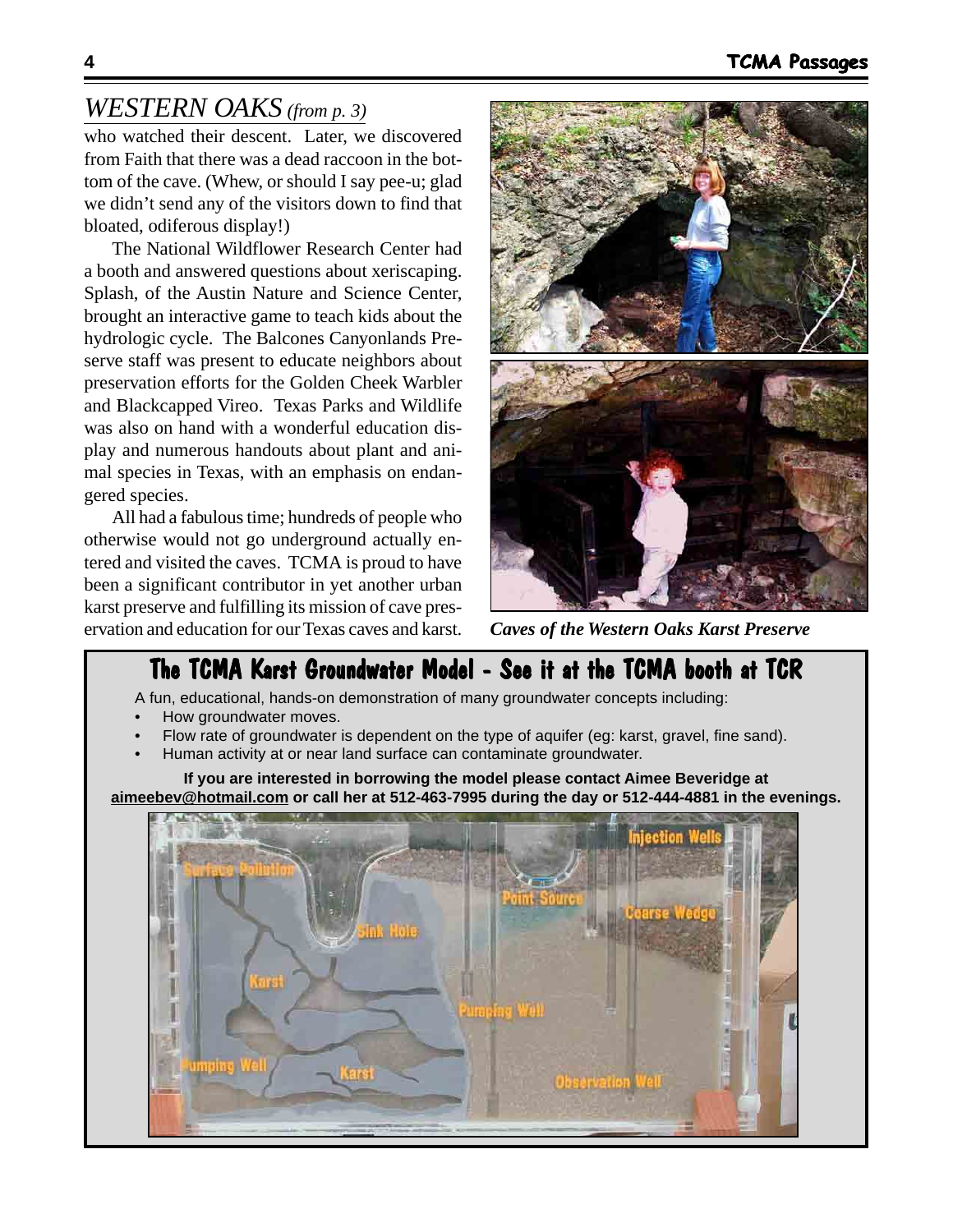## *WESTERN OAKS (from p. 3)*

who watched their descent. Later, we discovered from Faith that there was a dead raccoon in the bottom of the cave. (Whew, or should I say pee-u; glad we didn't send any of the visitors down to find that bloated, odiferous display!)

The National Wildflower Research Center had a booth and answered questions about xeriscaping. Splash, of the Austin Nature and Science Center, brought an interactive game to teach kids about the hydrologic cycle. The Balcones Canyonlands Preserve staff was present to educate neighbors about preservation efforts for the Golden Cheek Warbler and Blackcapped Vireo. Texas Parks and Wildlife was also on hand with a wonderful education display and numerous handouts about plant and animal species in Texas, with an emphasis on endangered species.

All had a fabulous time; hundreds of people who otherwise would not go underground actually entered and visited the caves. TCMA is proud to have been a significant contributor in yet another urban karst preserve and fulfilling its mission of cave preservation and education for our Texas caves and karst.

***Caves of the Western Oaks Karst Preserve***

## The TCMA Karst Groundwater Model - See it at the TCMA booth at TCR

A fun, educational, hands-on demonstration of many groundwater concepts including:

- How groundwater moves.
- Flow rate of groundwater is dependent on the type of aquifer (eg: karst, gravel, fine sand).
- Human activity at or near land surface can contaminate groundwater.

**If you are interested in borrowing the model please contact Aimee Beveridge at aimeebev@hotmail.com or call her at 512-463-7995 during the day or 512-444-4881 in the evenings.**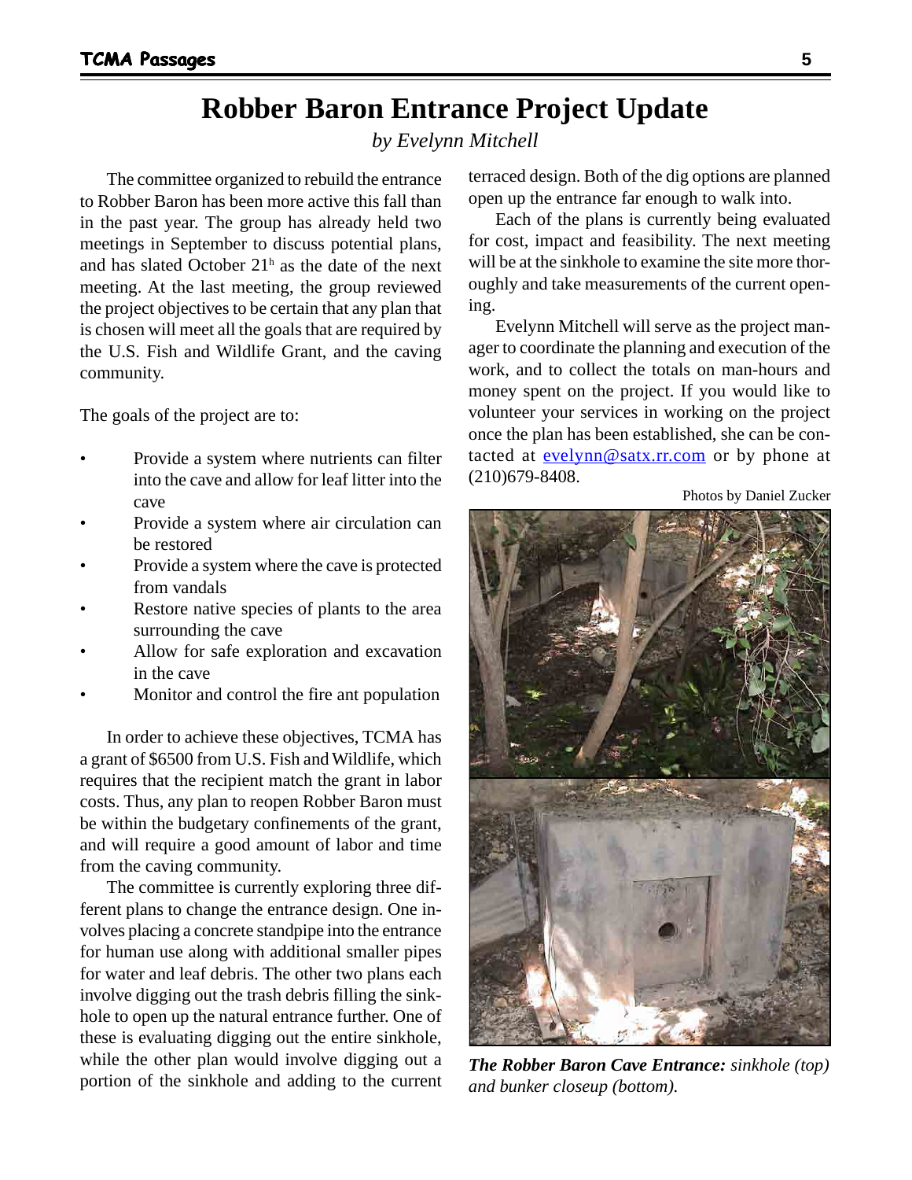# Robber Baron Entrance Project Update

*by Evelynn Mitchell*

The committee organized to rebuild the entrance to Robber Baron has been more active this fall than in the past year. The group has already held two meetings in September to discuss potential plans, and has slated October 21h as the date of the next meeting. At the last meeting, the group reviewed the project objectives to be certain that any plan that is chosen will meet all the goals that are required by the U.S. Fish and Wildlife Grant, and the caving community.

The goals of the project are to:

- Provide a system where nutrients can filter into the cave and allow for leaf litter into the cave
- Provide a system where air circulation can be restored
- Provide a system where the cave is protected from vandals
- Restore native species of plants to the area surrounding the cave
- Allow for safe exploration and excavation in the cave
- Monitor and control the fire ant population

In order to achieve these objectives, TCMA has a grant of $6500 from U.S. Fish and Wildlife, which requires that the recipient match the grant in labor costs. Thus, any plan to reopen Robber Baron must be within the budgetary confinements of the grant, and will require a good amount of labor and time from the caving community.

The committee is currently exploring three different plans to change the entrance design. One involves placing a concrete standpipe into the entrance for human use along with additional smaller pipes for water and leaf debris. The other two plans each involve digging out the trash debris filling the sinkhole to open up the natural entrance further. One of these is evaluating digging out the entire sinkhole, while the other plan would involve digging out a portion of the sinkhole and adding to the current terraced design. Both of the dig options are planned open up the entrance far enough to walk into.

Each of the plans is currently being evaluated for cost, impact and feasibility. The next meeting will be at the sinkhole to examine the site more thoroughly and take measurements of the current opening.

Evelynn Mitchell will serve as the project manager to coordinate the planning and execution of the work, and to collect the totals on man-hours and money spent on the project. If you would like to volunteer your services in working on the project once the plan has been established, she can be contacted at evelynn@satx.rr.com or by phone at (210)679-8408.

Photos by Daniel Zucker

***The Robber Baron Cave Entrance:*** *sinkhole (top) and bunker closeup (bottom).*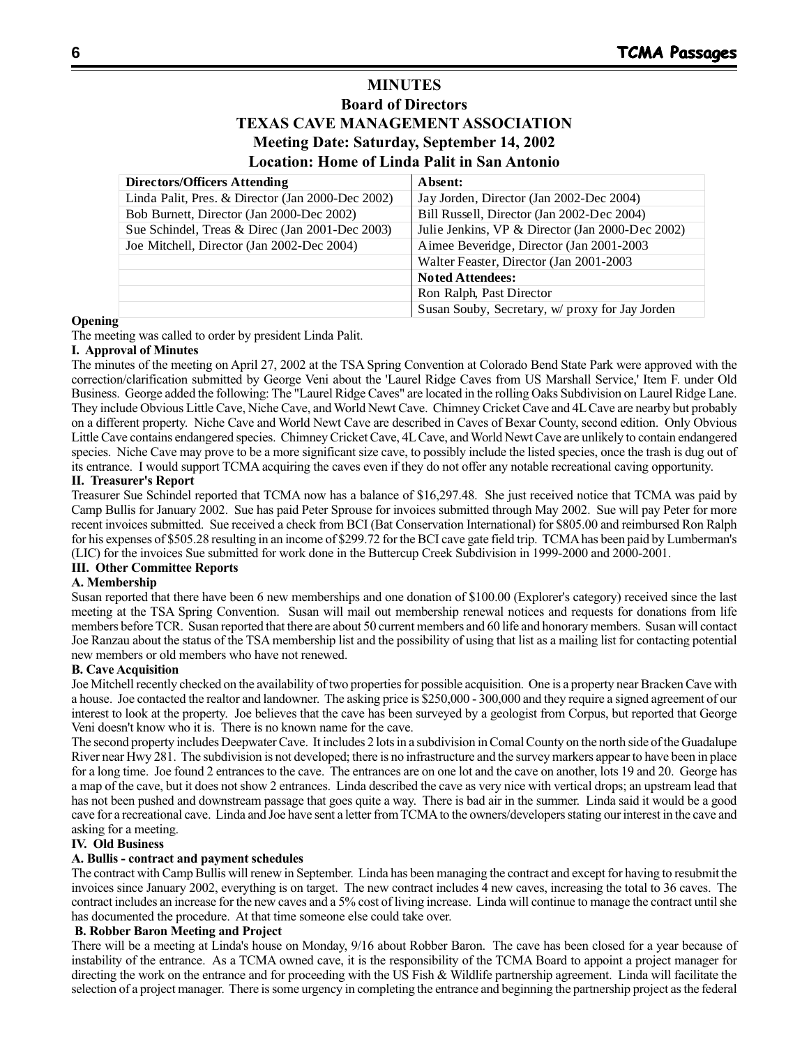# MINUTES

## Board of Directors

## TEXAS CAVE MANAGEMENT ASSOCIATION

### Meeting Date: Saturday, September 14, 2002

### Location: Home of Linda Palit in San Antonio

| Directors/Officers Attending | Absent: |
|---|---|
| Linda Palit, Pres. & Director (Jan 2000-Dec 2002) | Jay Jorden, Director (Jan 2002-Dec 2004) |
| Bob Burnett, Director (Jan 2000-Dec 2002) | Bill Russell, Director (Jan 2002-Dec 2004) |
| Sue Schindel, Treas & Direc (Jan 2001-Dec 2003) | Julie Jenkins, VP & Director (Jan 2000-Dec 2002) |
| Joe Mitchell, Director (Jan 2002-Dec 2004) | Aimee Beveridge, Director (Jan 2001-2003 |
| | Walter Feaster, Director (Jan 2001-2003 |
| | **Noted Attendees:** |
| | Ron Ralph, Past Director |
| | Susan Souby, Secretary, w/ proxy for Jay Jorden |

**Opening**

The meeting was called to order by president Linda Palit.

**I. Approval of Minutes**

The minutes of the meeting on April 27, 2002 at the TSA Spring Convention at Colorado Bend State Park were approved with the correction/clarification submitted by George Veni about the 'Laurel Ridge Caves from US Marshall Service,' Item F. under Old Business. George added the following: The "Laurel Ridge Caves" are located in the rolling Oaks Subdivision on Laurel Ridge Lane. They include Obvious Little Cave, Niche Cave, and World Newt Cave. Chimney Cricket Cave and 4L Cave are nearby but probably on a different property. Niche Cave and World Newt Cave are described in Caves of Bexar County, second edition. Only Obvious Little Cave contains endangered species. Chimney Cricket Cave, 4L Cave, and World Newt Cave are unlikely to contain endangered species. Niche Cave may prove to be a more significant size cave, to possibly include the listed species, once the trash is dug out of its entrance. I would support TCMA acquiring the caves even if they do not offer any notable recreational caving opportunity.

**II. Treasurer's Report**

Treasurer Sue Schindel reported that TCMA now has a balance of $16,297.48. She just received notice that TCMA was paid by Camp Bullis for January 2002. Sue has paid Peter Sprouse for invoices submitted through May 2002. Sue will pay Peter for more recent invoices submitted. Sue received a check from BCI (Bat Conservation International) for $805.00 and reimbursed Ron Ralph for his expenses of $505.28 resulting in an income of $299.72 for the BCI cave gate field trip. TCMA has been paid by Lumberman's (LIC) for the invoices Sue submitted for work done in the Buttercup Creek Subdivision in 1999-2000 and 2000-2001.

**III. Other Committee Reports**

**A. Membership**

Susan reported that there have been 6 new memberships and one donation of $100.00 (Explorer's category) received since the last meeting at the TSA Spring Convention. Susan will mail out membership renewal notices and requests for donations from life members before TCR. Susan reported that there are about 50 current members and 60 life and honorary members. Susan will contact Joe Ranzau about the status of the TSA membership list and the possibility of using that list as a mailing list for contacting potential new members or old members who have not renewed.

**B. Cave Acquisition**

Joe Mitchell recently checked on the availability of two properties for possible acquisition. One is a property near Bracken Cave with a house. Joe contacted the realtor and landowner. The asking price is $250,000 - 300,000 and they require a signed agreement of our interest to look at the property. Joe believes that the cave has been surveyed by a geologist from Corpus, but reported that George Veni doesn't know who it is. There is no known name for the cave.

The second property includes Deepwater Cave. It includes 2 lots in a subdivision in Comal County on the north side of the Guadalupe River near Hwy 281. The subdivision is not developed; there is no infrastructure and the survey markers appear to have been in place for a long time. Joe found 2 entrances to the cave. The entrances are on one lot and the cave on another, lots 19 and 20. George has a map of the cave, but it does not show 2 entrances. Linda described the cave as very nice with vertical drops; an upstream lead that has not been pushed and downstream passage that goes quite a way. There is bad air in the summer. Linda said it would be a good cave for a recreational cave. Linda and Joe have sent a letter from TCMA to the owners/developers stating our interest in the cave and asking for a meeting.

**IV. Old Business**

**A. Bullis - contract and payment schedules**

The contract with Camp Bullis will renew in September. Linda has been managing the contract and except for having to resubmit the invoices since January 2002, everything is on target. The new contract includes 4 new caves, increasing the total to 36 caves. The contract includes an increase for the new caves and a 5% cost of living increase. Linda will continue to manage the contract until she has documented the procedure. At that time someone else could take over.

**B. Robber Baron Meeting and Project**

There will be a meeting at Linda's house on Monday, 9/16 about Robber Baron. The cave has been closed for a year because of instability of the entrance. As a TCMA owned cave, it is the responsibility of the TCMA Board to appoint a project manager for directing the work on the entrance and for proceeding with the US Fish & Wildlife partnership agreement. Linda will facilitate the selection of a project manager. There is some urgency in completing the entrance and beginning the partnership project as the federal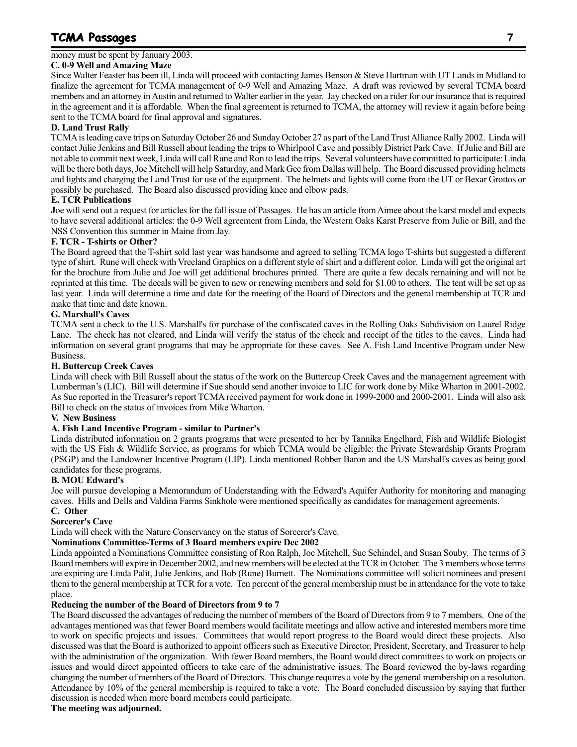money must be spent by January 2003.

**C. 0-9 Well and Amazing Maze**

Since Walter Feaster has been ill, Linda will proceed with contacting James Benson & Steve Hartman with UT Lands in Midland to finalize the agreement for TCMA management of 0-9 Well and Amazing Maze. A draft was reviewed by several TCMA board members and an attorney in Austin and returned to Walter earlier in the year. Jay checked on a rider for our insurance that is required in the agreement and it is affordable. When the final agreement is returned to TCMA, the attorney will review it again before being sent to the TCMA board for final approval and signatures.

**D. Land Trust Rally**

TCMA is leading cave trips on Saturday October 26 and Sunday October 27 as part of the Land Trust Alliance Rally 2002. Linda will contact Julie Jenkins and Bill Russell about leading the trips to Whirlpool Cave and possibly District Park Cave. If Julie and Bill are not able to commit next week, Linda will call Rune and Ron to lead the trips. Several volunteers have committed to participate: Linda will be there both days, Joe Mitchell will help Saturday, and Mark Gee from Dallas will help. The Board discussed providing helmets and lights and charging the Land Trust for use of the equipment. The helmets and lights will come from the UT or Bexar Grottos or possibly be purchased. The Board also discussed providing knee and elbow pads.

**E. TCR Publications**

**J**oe will send out a request for articles for the fall issue of Passages. He has an article from Aimee about the karst model and expects to have several additional articles: the 0-9 Well agreement from Linda, the Western Oaks Karst Preserve from Julie or Bill, and the NSS Convention this summer in Maine from Jay.

**F. TCR - T-shirts or Other?**

The Board agreed that the T-shirt sold last year was handsome and agreed to selling TCMA logo T-shirts but suggested a different type of shirt. Rune will check with Vreeland Graphics on a different style of shirt and a different color. Linda will get the original art for the brochure from Julie and Joe will get additional brochures printed. There are quite a few decals remaining and will not be reprinted at this time. The decals will be given to new or renewing members and sold for $1.00 to others. The tent will be set up as last year. Linda will determine a time and date for the meeting of the Board of Directors and the general membership at TCR and make that time and date known.

**G. Marshall's Caves**

TCMA sent a check to the U.S. Marshall's for purchase of the confiscated caves in the Rolling Oaks Subdivision on Laurel Ridge Lane. The check has not cleared, and Linda will verify the status of the check and receipt of the titles to the caves. Linda had information on several grant programs that may be appropriate for these caves. See A. Fish Land Incentive Program under New Business.

**H. Buttercup Creek Caves**

Linda will check with Bill Russell about the status of the work on the Buttercup Creek Caves and the management agreement with Lumberman's (LIC). Bill will determine if Sue should send another invoice to LIC for work done by Mike Wharton in 2001-2002. As Sue reported in the Treasurer's report TCMA received payment for work done in 1999-2000 and 2000-2001. Linda will also ask Bill to check on the status of invoices from Mike Wharton.

**V. New Business**

**A. Fish Land Incentive Program - similar to Partner's**

Linda distributed information on 2 grants programs that were presented to her by Tannika Engelhard, Fish and Wildlife Biologist with the US Fish & Wildlife Service, as programs for which TCMA would be eligible: the Private Stewardship Grants Program (PSGP) and the Landowner Incentive Program (LIP). Linda mentioned Robber Baron and the US Marshall's caves as being good candidates for these programs.

**B. MOU Edward's**

Joe will pursue developing a Memorandum of Understanding with the Edward's Aquifer Authority for monitoring and managing caves. Hills and Dells and Valdina Farms Sinkhole were mentioned specifically as candidates for management agreements.

**C. Other**

**Sorcerer's Cave**

Linda will check with the Nature Conservancy on the status of Sorcerer's Cave.

**Nominations Committee-Terms of 3 Board members expire Dec 2002**

Linda appointed a Nominations Committee consisting of Ron Ralph, Joe Mitchell, Sue Schindel, and Susan Souby. The terms of 3 Board members will expire in December 2002, and new members will be elected at the TCR in October. The 3 members whose terms are expiring are Linda Palit, Julie Jenkins, and Bob (Rune) Burnett. The Nominations committee will solicit nominees and present them to the general membership at TCR for a vote. Ten percent of the general membership must be in attendance for the vote to take place.

**Reducing the number of the Board of Directors from 9 to 7**

The Board discussed the advantages of reducing the number of members of the Board of Directors from 9 to 7 members. One of the advantages mentioned was that fewer Board members would facilitate meetings and allow active and interested members more time to work on specific projects and issues. Committees that would report progress to the Board would direct these projects. Also discussed was that the Board is authorized to appoint officers such as Executive Director, President, Secretary, and Treasurer to help with the administration of the organization. With fewer Board members, the Board would direct committees to work on projects or issues and would direct appointed officers to take care of the administrative issues. The Board reviewed the by-laws regarding changing the number of members of the Board of Directors. This change requires a vote by the general membership on a resolution. Attendance by 10% of the general membership is required to take a vote. The Board concluded discussion by saying that further discussion is needed when more board members could participate.

**The meeting was adjourned.**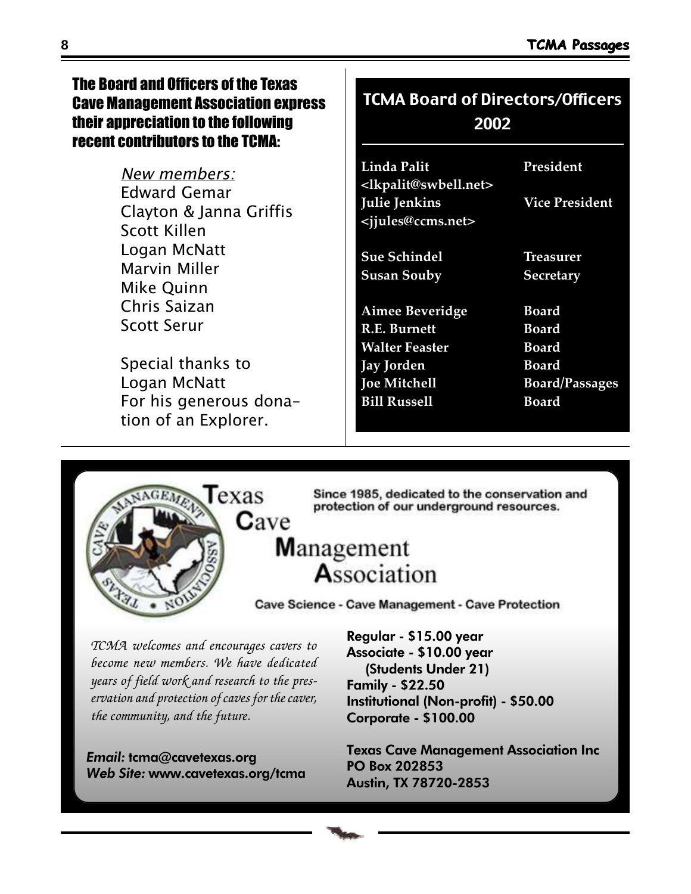## The Board and Officers of the Texas Cave Management Association express their appreciation to the following recent contributors to the TCMA:

*New members:*
Edward Gemar
Clayton & Janna Griffis
Scott Killen
Logan McNatt
Marvin Miller
Mike Quinn
Chris Saizan
Scott Serur

Special thanks to Logan McNatt For his generous donation of an Explorer.

## TCMA Board of Directors/Officers 2002

| | |
|---|---|
| **Linda Palit** <lkpalit@swbell.net> | **President** |
| **Julie Jenkins** <jjules@ccms.net> | **Vice President** |
| **Sue Schindel** | **Treasurer** |
| **Susan Souby** | **Secretary** |
| **Aimee Beveridge** | **Board** |
| **R.E. Burnett** | **Board** |
| **Walter Feaster** | **Board** |
| **Jay Jorden** | **Board** |
| **Joe Mitchell** | **Board/Passages** |
| **Bill Russell** | **Board** |

## Texas Cave Management Association

Since 1985, dedicated to the conservation and protection of our underground resources.

Cave Science - Cave Management - Cave Protection

*TCMA welcomes and encourages cavers to become new members. We have dedicated years of field work and research to the preservation and protection of caves for the caver, the community, and the future.*

*Email:* tcma@cavetexas.org
*Web Site:* www.cavetexas.org/tcma

Regular - $15.00 year
Associate - $10.00 year
(Students Under 21)
Family - $22.50
Institutional (Non-profit) - $50.00
Corporate - $100.00

Texas Cave Management Association Inc
PO Box 202853
Austin, TX 78720-2853